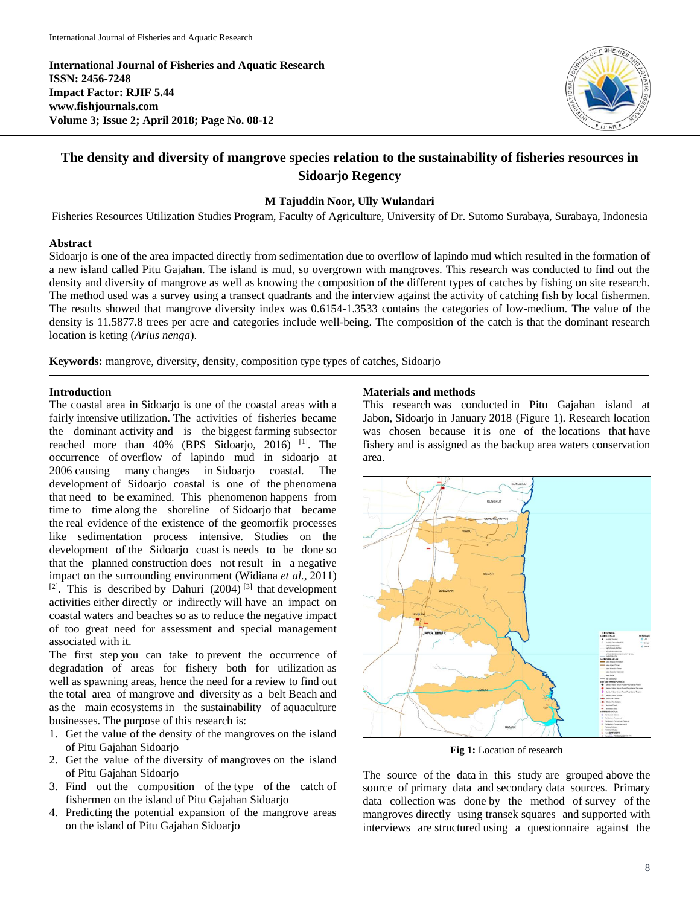International Journal of Fisheries and Aquatic Research
ISSN: 2456-7248
Impact Factor: RJIF 5.44
www.fishjournals.com
Volume 3; Issue 2; April 2018; Page No. 08-12

# The density and diversity of mangrove species relation to the sustainability of fisheries resources in Sidoarjo Regency

**M Tajuddin Noor, Ully Wulandari**

Fisheries Resources Utilization Studies Program, Faculty of Agriculture, University of Dr. Sutomo Surabaya, Surabaya, Indonesia

## Abstract

Sidoarjo is one of the area impacted directly from sedimentation due to overflow of lapindo mud which resulted in the formation of a new island called Pitu Gajahan. The island is mud, so overgrown with mangroves. This research was conducted to find out the density and diversity of mangrove as well as knowing the composition of the different types of catches by fishing on site research. The method used was a survey using a transect quadrants and the interview against the activity of catching fish by local fishermen. The results showed that mangrove diversity index was 0.6154-1.3533 contains the categories of low-medium. The value of the density is 11.5877.8 trees per acre and categories include well-being. The composition of the catch is that the dominant research location is keting (*Arius nenga*).

**Keywords:** mangrove, diversity, density, composition type types of catches, Sidoarjo

## Introduction

The coastal area in Sidoarjo is one of the coastal areas with a fairly intensive utilization. The activities of fisheries became the dominant activity and is the biggest farming subsector reached more than 40% (BPS Sidoarjo, 2016) [1]. The occurrence of overflow of lapindo mud in sidoarjo at 2006 causing many changes in Sidoarjo coastal. The development of Sidoarjo coastal is one of the phenomena that need to be examined. This phenomenon happens from time to time along the shoreline of Sidoarjo that became the real evidence of the existence of the geomorfik processes like sedimentation process intensive. Studies on the development of the Sidoarjo coast is needs to be done so that the planned construction does not result in a negative impact on the surrounding environment (Widiana *et al.*, 2011) [2]. This is described by Dahuri (2004) [3] that development activities either directly or indirectly will have an impact on coastal waters and beaches so as to reduce the negative impact of too great need for assessment and special management associated with it.

The first step you can take to prevent the occurrence of degradation of areas for fishery both for utilization as well as spawning areas, hence the need for a review to find out the total area of mangrove and diversity as a belt Beach and as the main ecosystems in the sustainability of aquaculture businesses. The purpose of this research is:

1. Get the value of the density of the mangroves on the island of Pitu Gajahan Sidoarjo
2. Get the value of the diversity of mangroves on the island of Pitu Gajahan Sidoarjo
3. Find out the composition of the type of the catch of fishermen on the island of Pitu Gajahan Sidoarjo
4. Predicting the potential expansion of the mangrove areas on the island of Pitu Gajahan Sidoarjo

## Materials and methods

This research was conducted in Pitu Gajahan island at Jabon, Sidoarjo in January 2018 (Figure 1). Research location was chosen because it is one of the locations that have fishery and is assigned as the backup area waters conservation area.

**Fig 1:** Location of research

The source of the data in this study are grouped above the source of primary data and secondary data sources. Primary data collection was done by the method of survey of the mangroves directly using transek squares and supported with interviews are structured using a questionnaire against the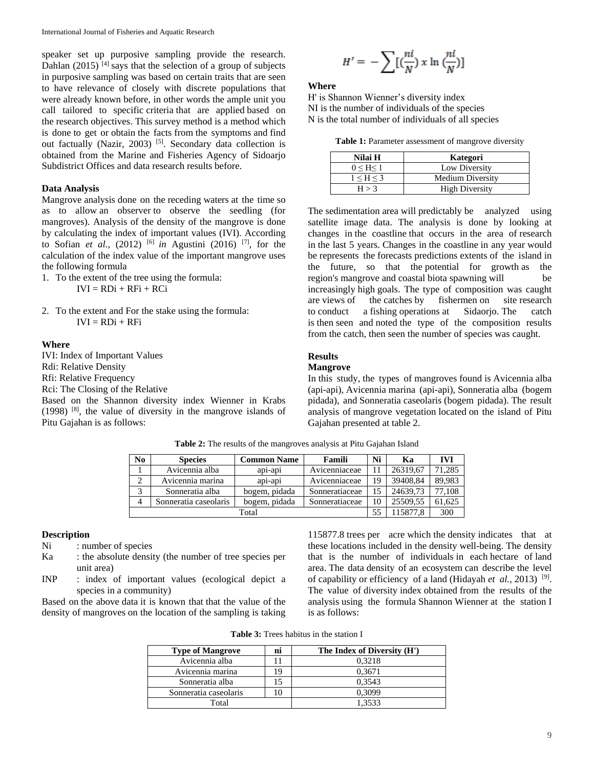speaker set up purposive sampling provide the research. Dahlan (2015) [4] says that the selection of a group of subjects in purposive sampling was based on certain traits that are seen to have relevance of closely with discrete populations that were already known before, in other words the ample unit you call tailored to specific criteria that are applied based on the research objectives. This survey method is a method which is done to get or obtain the facts from the symptoms and find out factually (Nazir, 2003) [5]. Secondary data collection is obtained from the Marine and Fisheries Agency of Sidoarjo Subdistrict Offices and data research results before.

### Data Analysis

Mangrove analysis done on the receding waters at the time so as to allow an observer to observe the seedling (for mangroves). Analysis of the density of the mangrove is done by calculating the index of important values (IVI). According to Sofian *et al.,* (2012) [6] *in* Agustini (2016) [7], for the calculation of the index value of the important mangrove uses the following formula

1. To the extent of the tree using the formula:
   $IVI = RDi + RFi + RCi$

2. To the extent and For the stake using the formula:
   $IVI = RDi + RFi$

**Where**

IVI: Index of Important Values
Rdi: Relative Density
Rfi: Relative Frequency
Rci: The Closing of the Relative

Based on the Shannon diversity index Wienner in Krabs (1998) [8], the value of diversity in the mangrove islands of Pitu Gajahan is as follows:

$$H' = -\sum[(\frac{ni}{N}) \times \ln(\frac{ni}{N})]$$

**Where**

H' is Shannon Wienner's diversity index
NI is the number of individuals of the species
N is the total number of individuals of all species

**Table 1:** Parameter assessment of mangrove diversity

| Nilai H | Kategori |
|---|---|
| $0 \leq H \leq 1$ | Low Diversity |
| $1 \leq H \leq 3$ | Medium Diversity |
| $H > 3$ | High Diversity |

The sedimentation area will predictably be analyzed using satellite image data. The analysis is done by looking at changes in the coastline that occurs in the area of research in the last 5 years. Changes in the coastline in any year would be represents the forecasts predictions extents of the island in the future, so that the potential for growth as the region's mangrove and coastal biota spawning will be increasingly high goals. The type of composition was caught are views of the catches by fishermen on site research to conduct a fishing operations at Sidaorjo. The catch is then seen and noted the type of the composition results from the catch, then seen the number of species was caught.

## Results

### Mangrove

In this study, the types of mangroves found is Avicennia alba (api-api), Avicennia marina (api-api), Sonneratia alba (bogem pidada), and Sonneratia caseolaris (bogem pidada). The result analysis of mangrove vegetation located on the island of Pitu Gajahan presented at table 2.

**Table 2:** The results of the mangroves analysis at Pitu Gajahan Island

| No | Species | Common Name | Famili | Ni | Ka | IVI |
|---|---|---|---|---|---|---|
| 1 | Avicennia alba | api-api | Avicenniaceae | 11 | 26319,67 | 71,285 |
| 2 | Avicennia marina | api-api | Avicenniaceae | 19 | 39408,84 | 89,983 |
| 3 | Sonneratia alba | bogem, pidada | Sonneratiaceae | 15 | 24639,73 | 77,108 |
| 4 | Sonneratia caseolaris | bogem, pidada | Sonneratiaceae | 10 | 25509,55 | 61,625 |
| Total | | | | 55 | 115877,8 | 300 |

**Description**

Ni : number of species
Ka : the absolute density (the number of tree species per unit area)
INP : index of important values (ecological depict a species in a community)

Based on the above data it is known that that the value of the density of mangroves on the location of the sampling is taking 115877.8 trees per acre which the density indicates that at these locations included in the density well-being. The density that is the number of individuals in each hectare of land area. The data density of an ecosystem can describe the level of capability or efficiency of a land (Hidayah *et al.,* 2013) [9]. The value of diversity index obtained from the results of the analysis using the formula Shannon Wienner at the station I is as follows:

**Table 3:** Trees habitus in the station I

| Type of Mangrove | ni | The Index of Diversity (H') |
|---|---|---|
| Avicennia alba | 11 | 0,3218 |
| Avicennia marina | 19 | 0,3671 |
| Sonneratia alba | 15 | 0,3543 |
| Sonneratia caseolaris | 10 | 0,3099 |
| Total | | 1,3533 |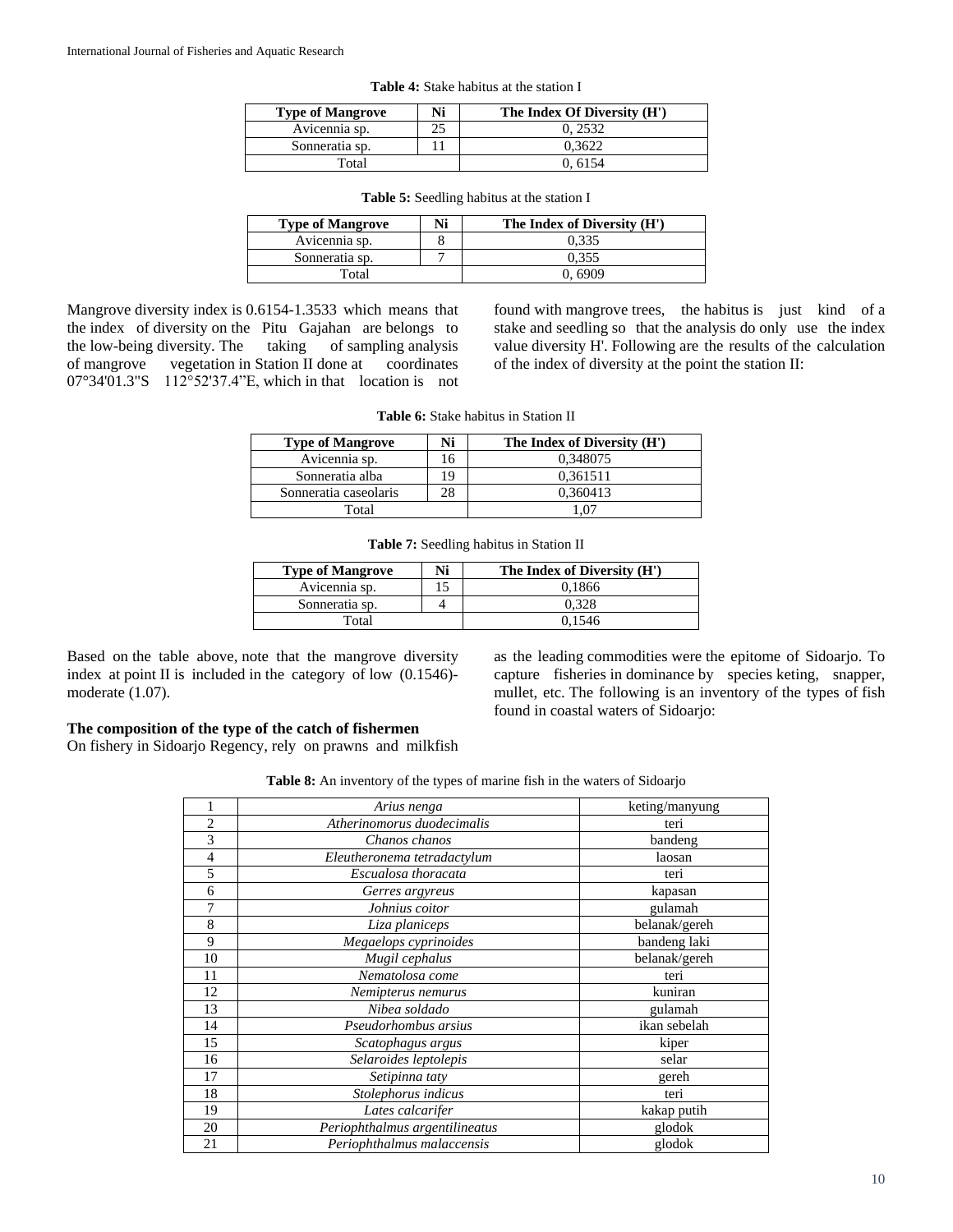**Table 4:** Stake habitus at the station I

| Type of Mangrove | Ni | The Index Of Diversity (H') |
|---|---|---|
| Avicennia sp. | 25 | 0, 2532 |
| Sonneratia sp. | 11 | 0,3622 |
| Total | | 0, 6154 |

**Table 5:** Seedling habitus at the station I

| Type of Mangrove | Ni | The Index of Diversity (H') |
|---|---|---|
| Avicennia sp. | 8 | 0,335 |
| Sonneratia sp. | 7 | 0,355 |
| Total | | 0, 6909 |

Mangrove diversity index is 0.6154-1.3533 which means that the index of diversity on the Pitu Gajahan are belongs to the low-being diversity. The taking of sampling analysis of mangrove vegetation in Station II done at coordinates 07°34'01.3"S 112°52'37.4"E, which in that location is not found with mangrove trees, the habitus is just kind of a stake and seedling so that the analysis do only use the index value diversity H'. Following are the results of the calculation of the index of diversity at the point the station II:

**Table 6:** Stake habitus in Station II

| Type of Mangrove | Ni | The Index of Diversity (H') |
|---|---|---|
| Avicennia sp. | 16 | 0,348075 |
| Sonneratia alba | 19 | 0,361511 |
| Sonneratia caseolaris | 28 | 0,360413 |
| Total | | 1,07 |

**Table 7:** Seedling habitus in Station II

| Type of Mangrove | Ni | The Index of Diversity (H') |
|---|---|---|
| Avicennia sp. | 15 | 0,1866 |
| Sonneratia sp. | 4 | 0,328 |
| Total | | 0,1546 |

Based on the table above, note that the mangrove diversity index at point II is included in the category of low (0.1546)-moderate (1.07).

**The composition of the type of the catch of fishermen**

On fishery in Sidoarjo Regency, rely on prawns and milkfish as the leading commodities were the epitome of Sidoarjo. To capture fisheries in dominance by species keting, snapper, mullet, etc. The following is an inventory of the types of fish found in coastal waters of Sidoarjo:

**Table 8:** An inventory of the types of marine fish in the waters of Sidoarjo

| | | |
|---|---|---|
| 1 | *Arius nenga* | keting/manyung |
| 2 | *Atherinomorus duodecimalis* | teri |
| 3 | *Chanos chanos* | bandeng |
| 4 | *Eleutheronema tetradactylum* | laosan |
| 5 | *Escualosa thoracata* | teri |
| 6 | *Gerres argyreus* | kapasan |
| 7 | *Johnius coitor* | gulamah |
| 8 | *Liza planiceps* | belanak/gereh |
| 9 | *Megaelops cyprinoides* | bandeng laki |
| 10 | *Mugil cephalus* | belanak/gereh |
| 11 | *Nematolosa come* | teri |
| 12 | *Nemipterus nemurus* | kuniran |
| 13 | *Nibea soldado* | gulamah |
| 14 | *Pseudorhombus arsius* | ikan sebelah |
| 15 | *Scatophagus argus* | kiper |
| 16 | *Selaroides leptolepis* | selar |
| 17 | *Setipinna taty* | gereh |
| 18 | *Stolephorus indicus* | teri |
| 19 | *Lates calcarifer* | kakap putih |
| 20 | *Periophthalmus argentilineatus* | glodok |
| 21 | *Periophthalmus malaccensis* | glodok |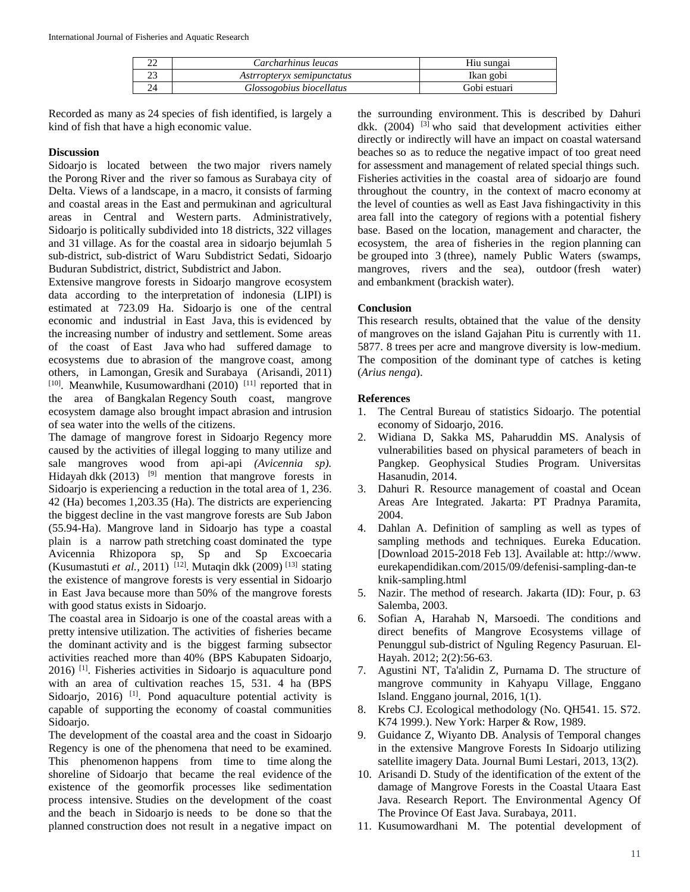| 22 | *Carcharhinus leucas* | Hiu sungai |
|---|---|---|
| 23 | *Astrropteryx semipunctatus* | Ikan gobi |
| 24 | *Glossogobius biocellatus* | Gobi estuari |

Recorded as many as 24 species of fish identified, is largely a kind of fish that have a high economic value.

**Discussion**

Sidoarjo is located between the two major rivers namely the Porong River and the river so famous as Surabaya city of Delta. Views of a landscape, in a macro, it consists of farming and coastal areas in the East and permukinan and agricultural areas in Central and Western parts. Administratively, Sidoarjo is politically subdivided into 18 districts, 322 villages and 31 village. As for the coastal area in sidoarjo bejumlah 5 sub-district, sub-district of Waru Subdistrict Sedati, Sidoarjo Buduran Subdistrict, district, Subdistrict and Jabon.

Extensive mangrove forests in Sidoarjo mangrove ecosystem data according to the interpretation of indonesia (LIPI) is estimated at 723.09 Ha. Sidoarjo is one of the central economic and industrial in East Java, this is evidenced by the increasing number of industry and settlement. Some areas of the coast of East Java who had suffered damage to ecosystems due to abrasion of the mangrove coast, among others, in Lamongan, Gresik and Surabaya (Arisandi, 2011) [10]. Meanwhile, Kusumowardhani (2010) [11] reported that in the area of Bangkalan Regency South coast, mangrove ecosystem damage also brought impact abrasion and intrusion of sea water into the wells of the citizens.

The damage of mangrove forest in Sidoarjo Regency more caused by the activities of illegal logging to many utilize and sale mangroves wood from api-api *(Avicennia sp).* Hidayah dkk (2013) [9] mention that mangrove forests in Sidoarjo is experiencing a reduction in the total area of 1, 236. 42 (Ha) becomes 1,203.35 (Ha). The districts are experiencing the biggest decline in the vast mangrove forests are Sub Jabon (55.94-Ha). Mangrove land in Sidoarjo has type a coastal plain is a narrow path stretching coast dominated the type Avicennia Rhizopora sp, Sp and Sp Excoecaria (Kusumastuti *et al.,* 2011) [12]. Mutaqin dkk (2009) [13] stating the existence of mangrove forests is very essential in Sidoarjo in East Java because more than 50% of the mangrove forests with good status exists in Sidoarjo.

The coastal area in Sidoarjo is one of the coastal areas with a pretty intensive utilization. The activities of fisheries became the dominant activity and is the biggest farming subsector activities reached more than 40% (BPS Kabupaten Sidoarjo, 2016) [1]. Fisheries activities in Sidoarjo is aquaculture pond with an area of cultivation reaches 15, 531. 4 ha (BPS Sidoarjo, 2016) [1]. Pond aquaculture potential activity is capable of supporting the economy of coastal communities Sidoarjo.

The development of the coastal area and the coast in Sidoarjo Regency is one of the phenomena that need to be examined. This phenomenon happens from time to time along the shoreline of Sidoarjo that became the real evidence of the existence of the geomorfik processes like sedimentation process intensive. Studies on the development of the coast and the beach in Sidoarjo is needs to be done so that the planned construction does not result in a negative impact on the surrounding environment. This is described by Dahuri dkk. (2004) [3] who said that development activities either directly or indirectly will have an impact on coastal watersand beaches so as to reduce the negative impact of too great need for assessment and management of related special things such. Fisheries activities in the coastal area of sidoarjo are found throughout the country, in the context of macro economy at the level of counties as well as East Java fishingactivity in this area fall into the category of regions with a potential fishery base. Based on the location, management and character, the ecosystem, the area of fisheries in the region planning can be grouped into 3 (three), namely Public Waters (swamps, mangroves, rivers and the sea), outdoor (fresh water) and embankment (brackish water).

**Conclusion**

This research results, obtained that the value of the density of mangroves on the island Gajahan Pitu is currently with 11. 5877. 8 trees per acre and mangrove diversity is low-medium. The composition of the dominant type of catches is keting (*Arius nenga*).

**References**

1. The Central Bureau of statistics Sidoarjo. The potential economy of Sidoarjo, 2016.
2. Widiana D, Sakka MS, Paharuddin MS. Analysis of vulnerabilities based on physical parameters of beach in Pangkep. Geophysical Studies Program. Universitas Hasanudin, 2014.
3. Dahuri R. Resource management of coastal and Ocean Areas Are Integrated. Jakarta: PT Pradnya Paramita, 2004.
4. Dahlan A. Definition of sampling as well as types of sampling methods and techniques. Eureka Education. [Download 2015-2018 Feb 13]. Available at: http://www.eurekapendidikan.com/2015/09/defenisi-sampling-dan-teknik-sampling.html
5. Nazir. The method of research. Jakarta (ID): Four, p. 63 Salemba, 2003.
6. Sofian A, Harahab N, Marsoedi. The conditions and direct benefits of Mangrove Ecosystems village of Penunggul sub-district of Nguling Regency Pasuruan. El-Hayah. 2012; 2(2):56-63.
7. Agustini NT, Ta'alidin Z, Purnama D. The structure of mangrove community in Kahyapu Village, Enggano Island. Enggano journal, 2016, 1(1).
8. Krebs CJ. Ecological methodology (No. QH541. 15. S72. K74 1999.). New York: Harper & Row, 1989.
9. Guidance Z, Wiyanto DB. Analysis of Temporal changes in the extensive Mangrove Forests In Sidoarjo utilizing satellite imagery Data. Journal Bumi Lestari, 2013, 13(2).
10. Arisandi D. Study of the identification of the extent of the damage of Mangrove Forests in the Coastal Utaara East Java. Research Report. The Environmental Agency Of The Province Of East Java. Surabaya, 2011.
11. Kusumowardhani M. The potential development of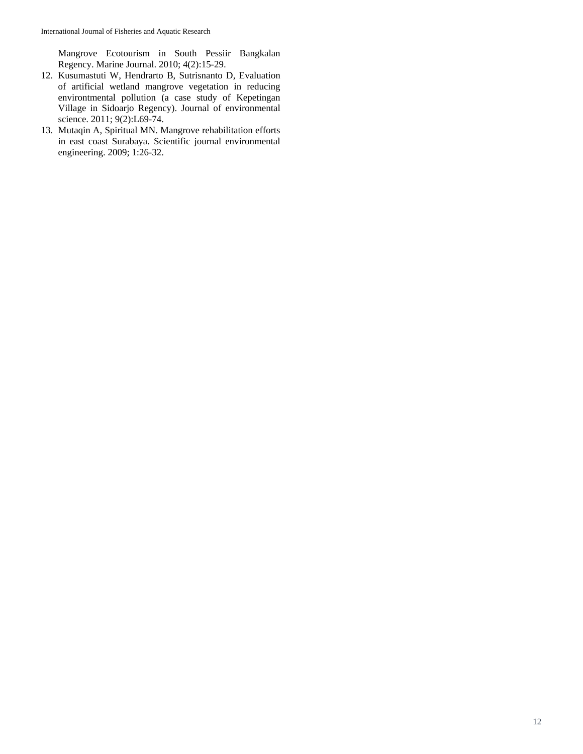Mangrove Ecotourism in South Pessiir Bangkalan Regency. Marine Journal. 2010; 4(2):15-29.

12. Kusumastuti W, Hendrarto B, Sutrisnanto D, Evaluation of artificial wetland mangrove vegetation in reducing environtmental pollution (a case study of Kepetingan Village in Sidoarjo Regency). Journal of environmental science. 2011; 9(2):L69-74.
13. Mutaqin A, Spiritual MN. Mangrove rehabilitation efforts in east coast Surabaya. Scientific journal environmental engineering. 2009; 1:26-32.